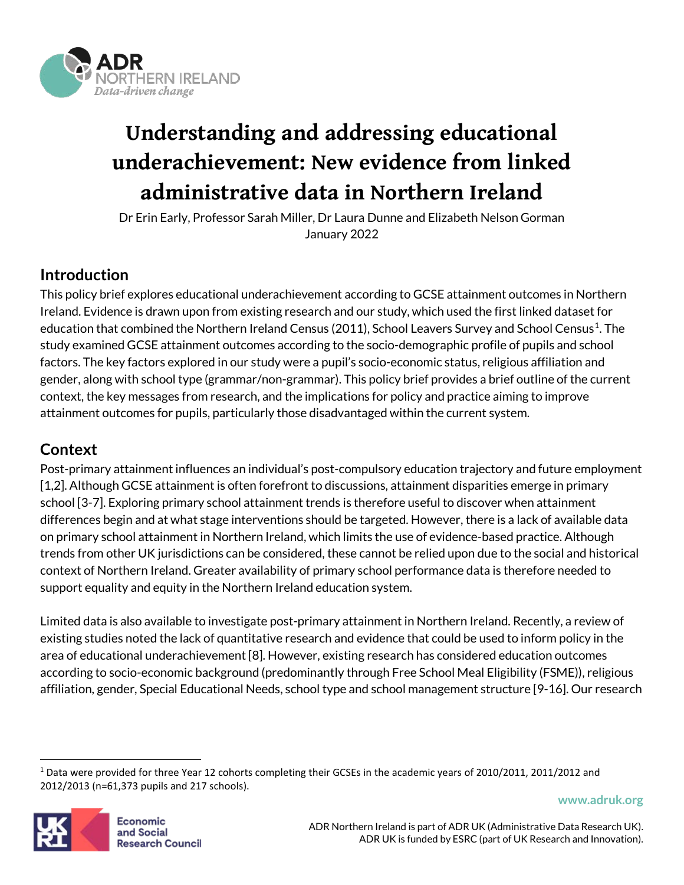# Understanding and addressing educational underachievement: New evidence from linked administrative data in Northern Ireland

Dr Erin Early, Professor Sarah Miller, Dr Laura Dunne and Elizabeth Nelson Gorman
January 2022

## Introduction

This policy brief explores educational underachievement according to GCSE attainment outcomes in Northern Ireland. Evidence is drawn upon from existing research and our study, which used the first linked dataset for education that combined the Northern Ireland Census (2011), School Leavers Survey and School Census[1]. The study examined GCSE attainment outcomes according to the socio-demographic profile of pupils and school factors. The key factors explored in our study were a pupil's socio-economic status, religious affiliation and gender, along with school type (grammar/non-grammar). This policy brief provides a brief outline of the current context, the key messages from research, and the implications for policy and practice aiming to improve attainment outcomes for pupils, particularly those disadvantaged within the current system.

## Context

Post-primary attainment influences an individual's post-compulsory education trajectory and future employment [1,2]. Although GCSE attainment is often forefront to discussions, attainment disparities emerge in primary school [3-7]. Exploring primary school attainment trends is therefore useful to discover when attainment differences begin and at what stage interventions should be targeted. However, there is a lack of available data on primary school attainment in Northern Ireland, which limits the use of evidence-based practice. Although trends from other UK jurisdictions can be considered, these cannot be relied upon due to the social and historical context of Northern Ireland. Greater availability of primary school performance data is therefore needed to support equality and equity in the Northern Ireland education system.

Limited data is also available to investigate post-primary attainment in Northern Ireland. Recently, a review of existing studies noted the lack of quantitative research and evidence that could be used to inform policy in the area of educational underachievement [8]. However, existing research has considered education outcomes according to socio-economic background (predominantly through Free School Meal Eligibility (FSME)), religious affiliation, gender, Special Educational Needs, school type and school management structure [9-16]. Our research

[1] Data were provided for three Year 12 cohorts completing their GCSEs in the academic years of 2010/2011, 2011/2012 and 2012/2013 (n=61,373 pupils and 217 schools).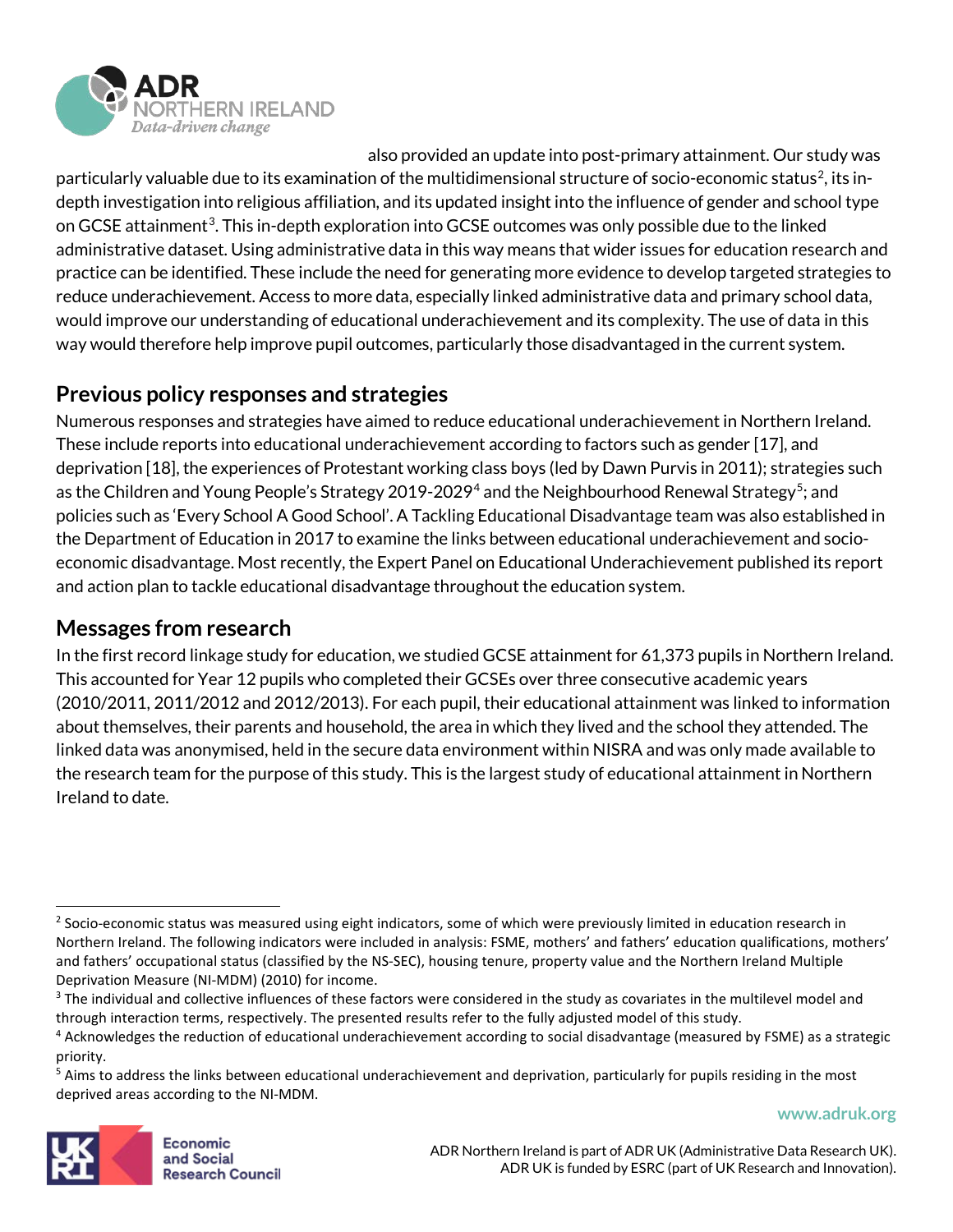also provided an update into post-primary attainment. Our study was particularly valuable due to its examination of the multidimensional structure of socio-economic status[2], its in-depth investigation into religious affiliation, and its updated insight into the influence of gender and school type on GCSE attainment[3]. This in-depth exploration into GCSE outcomes was only possible due to the linked administrative dataset. Using administrative data in this way means that wider issues for education research and practice can be identified. These include the need for generating more evidence to develop targeted strategies to reduce underachievement. Access to more data, especially linked administrative data and primary school data, would improve our understanding of educational underachievement and its complexity. The use of data in this way would therefore help improve pupil outcomes, particularly those disadvantaged in the current system.

## Previous policy responses and strategies

Numerous responses and strategies have aimed to reduce educational underachievement in Northern Ireland. These include reports into educational underachievement according to factors such as gender [17], and deprivation [18], the experiences of Protestant working class boys (led by Dawn Purvis in 2011); strategies such as the Children and Young People's Strategy 2019-2029[4] and the Neighbourhood Renewal Strategy[5]; and policies such as 'Every School A Good School'. A Tackling Educational Disadvantage team was also established in the Department of Education in 2017 to examine the links between educational underachievement and socio-economic disadvantage. Most recently, the Expert Panel on Educational Underachievement published its report and action plan to tackle educational disadvantage throughout the education system.

## Messages from research

In the first record linkage study for education, we studied GCSE attainment for 61,373 pupils in Northern Ireland. This accounted for Year 12 pupils who completed their GCSEs over three consecutive academic years (2010/2011, 2011/2012 and 2012/2013). For each pupil, their educational attainment was linked to information about themselves, their parents and household, the area in which they lived and the school they attended. The linked data was anonymised, held in the secure data environment within NISRA and was only made available to the research team for the purpose of this study. This is the largest study of educational attainment in Northern Ireland to date.

---

[2] Socio-economic status was measured using eight indicators, some of which were previously limited in education research in Northern Ireland. The following indicators were included in analysis: FSME, mothers' and fathers' education qualifications, mothers' and fathers' occupational status (classified by the NS-SEC), housing tenure, property value and the Northern Ireland Multiple Deprivation Measure (NI-MDM) (2010) for income.

[3] The individual and collective influences of these factors were considered in the study as covariates in the multilevel model and through interaction terms, respectively. The presented results refer to the fully adjusted model of this study.

[4] Acknowledges the reduction of educational underachievement according to social disadvantage (measured by FSME) as a strategic priority.

[5] Aims to address the links between educational underachievement and deprivation, particularly for pupils residing in the most deprived areas according to the NI-MDM.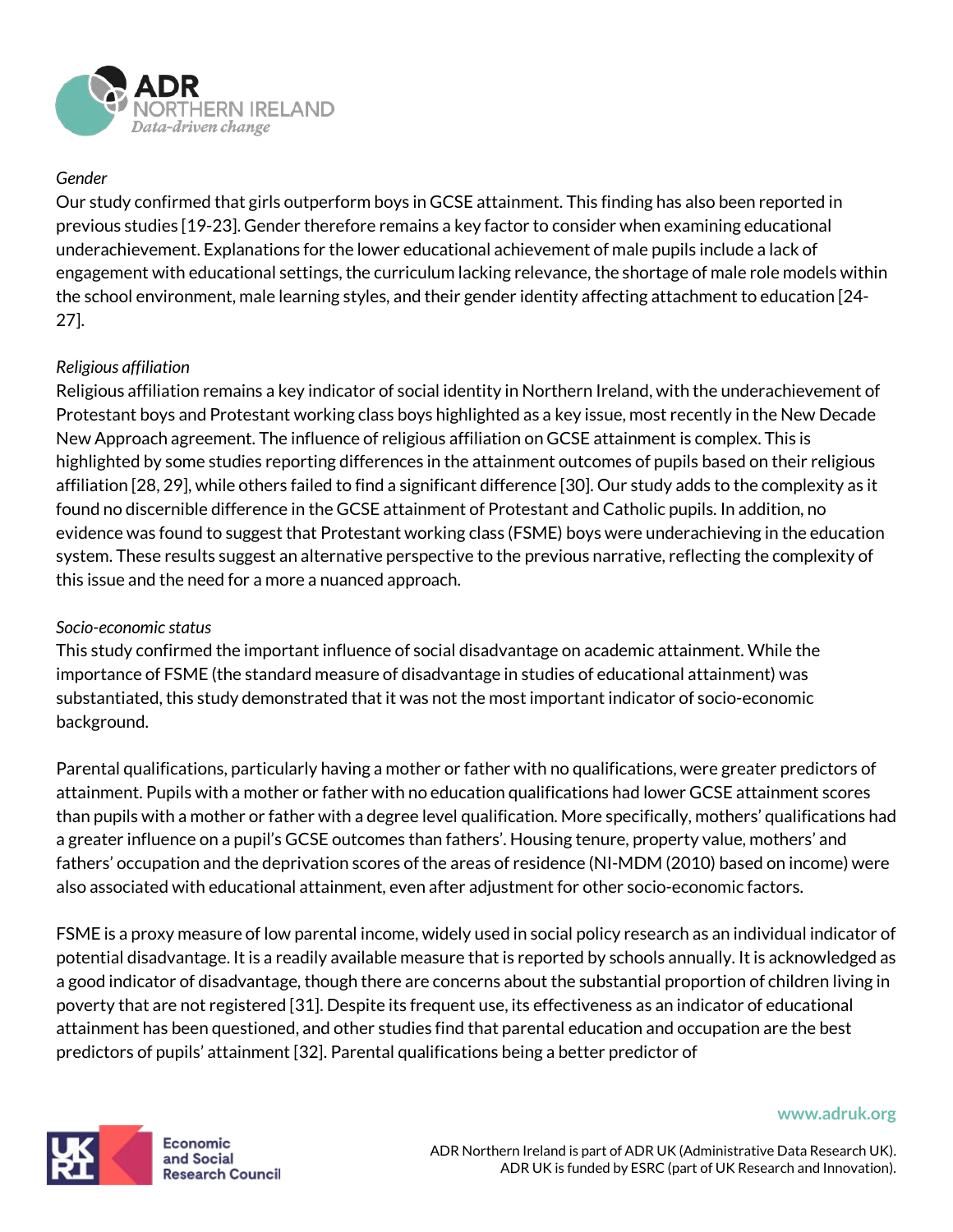*Gender*

Our study confirmed that girls outperform boys in GCSE attainment. This finding has also been reported in previous studies [19-23]. Gender therefore remains a key factor to consider when examining educational underachievement. Explanations for the lower educational achievement of male pupils include a lack of engagement with educational settings, the curriculum lacking relevance, the shortage of male role models within the school environment, male learning styles, and their gender identity affecting attachment to education [24-27].

*Religious affiliation*

Religious affiliation remains a key indicator of social identity in Northern Ireland, with the underachievement of Protestant boys and Protestant working class boys highlighted as a key issue, most recently in the New Decade New Approach agreement. The influence of religious affiliation on GCSE attainment is complex. This is highlighted by some studies reporting differences in the attainment outcomes of pupils based on their religious affiliation [28, 29], while others failed to find a significant difference [30]. Our study adds to the complexity as it found no discernible difference in the GCSE attainment of Protestant and Catholic pupils. In addition, no evidence was found to suggest that Protestant working class (FSME) boys were underachieving in the education system. These results suggest an alternative perspective to the previous narrative, reflecting the complexity of this issue and the need for a more a nuanced approach.

*Socio-economic status*

This study confirmed the important influence of social disadvantage on academic attainment. While the importance of FSME (the standard measure of disadvantage in studies of educational attainment) was substantiated, this study demonstrated that it was not the most important indicator of socio-economic background.

Parental qualifications, particularly having a mother or father with no qualifications, were greater predictors of attainment. Pupils with a mother or father with no education qualifications had lower GCSE attainment scores than pupils with a mother or father with a degree level qualification. More specifically, mothers' qualifications had a greater influence on a pupil's GCSE outcomes than fathers'. Housing tenure, property value, mothers' and fathers' occupation and the deprivation scores of the areas of residence (NI-MDM (2010) based on income) were also associated with educational attainment, even after adjustment for other socio-economic factors.

FSME is a proxy measure of low parental income, widely used in social policy research as an individual indicator of potential disadvantage. It is a readily available measure that is reported by schools annually. It is acknowledged as a good indicator of disadvantage, though there are concerns about the substantial proportion of children living in poverty that are not registered [31]. Despite its frequent use, its effectiveness as an indicator of educational attainment has been questioned, and other studies find that parental education and occupation are the best predictors of pupils' attainment [32]. Parental qualifications being a better predictor of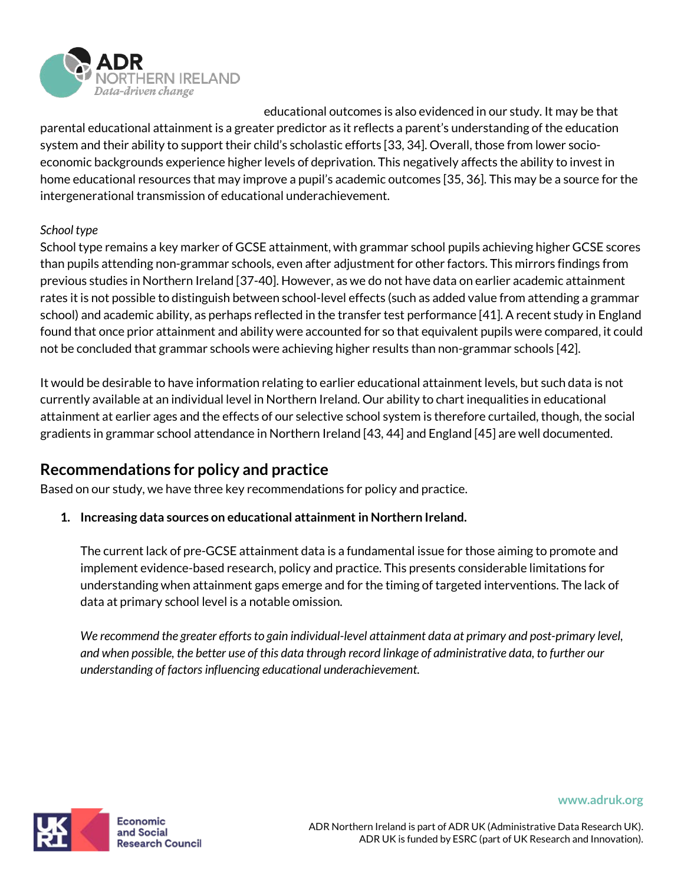educational outcomes is also evidenced in our study. It may be that parental educational attainment is a greater predictor as it reflects a parent's understanding of the education system and their ability to support their child's scholastic efforts [33, 34]. Overall, those from lower socio-economic backgrounds experience higher levels of deprivation. This negatively affects the ability to invest in home educational resources that may improve a pupil's academic outcomes [35, 36]. This may be a source for the intergenerational transmission of educational underachievement.

*School type*

School type remains a key marker of GCSE attainment, with grammar school pupils achieving higher GCSE scores than pupils attending non-grammar schools, even after adjustment for other factors. This mirrors findings from previous studies in Northern Ireland [37-40]. However, as we do not have data on earlier academic attainment rates it is not possible to distinguish between school-level effects (such as added value from attending a grammar school) and academic ability, as perhaps reflected in the transfer test performance [41]. A recent study in England found that once prior attainment and ability were accounted for so that equivalent pupils were compared, it could not be concluded that grammar schools were achieving higher results than non-grammar schools [42].

It would be desirable to have information relating to earlier educational attainment levels, but such data is not currently available at an individual level in Northern Ireland. Our ability to chart inequalities in educational attainment at earlier ages and the effects of our selective school system is therefore curtailed, though, the social gradients in grammar school attendance in Northern Ireland [43, 44] and England [45] are well documented.

## Recommendations for policy and practice

Based on our study, we have three key recommendations for policy and practice.

1. **Increasing data sources on educational attainment in Northern Ireland.**

   The current lack of pre-GCSE attainment data is a fundamental issue for those aiming to promote and implement evidence-based research, policy and practice. This presents considerable limitations for understanding when attainment gaps emerge and for the timing of targeted interventions. The lack of data at primary school level is a notable omission.

   *We recommend the greater efforts to gain individual-level attainment data at primary and post-primary level, and when possible, the better use of this data through record linkage of administrative data, to further our understanding of factors influencing educational underachievement.*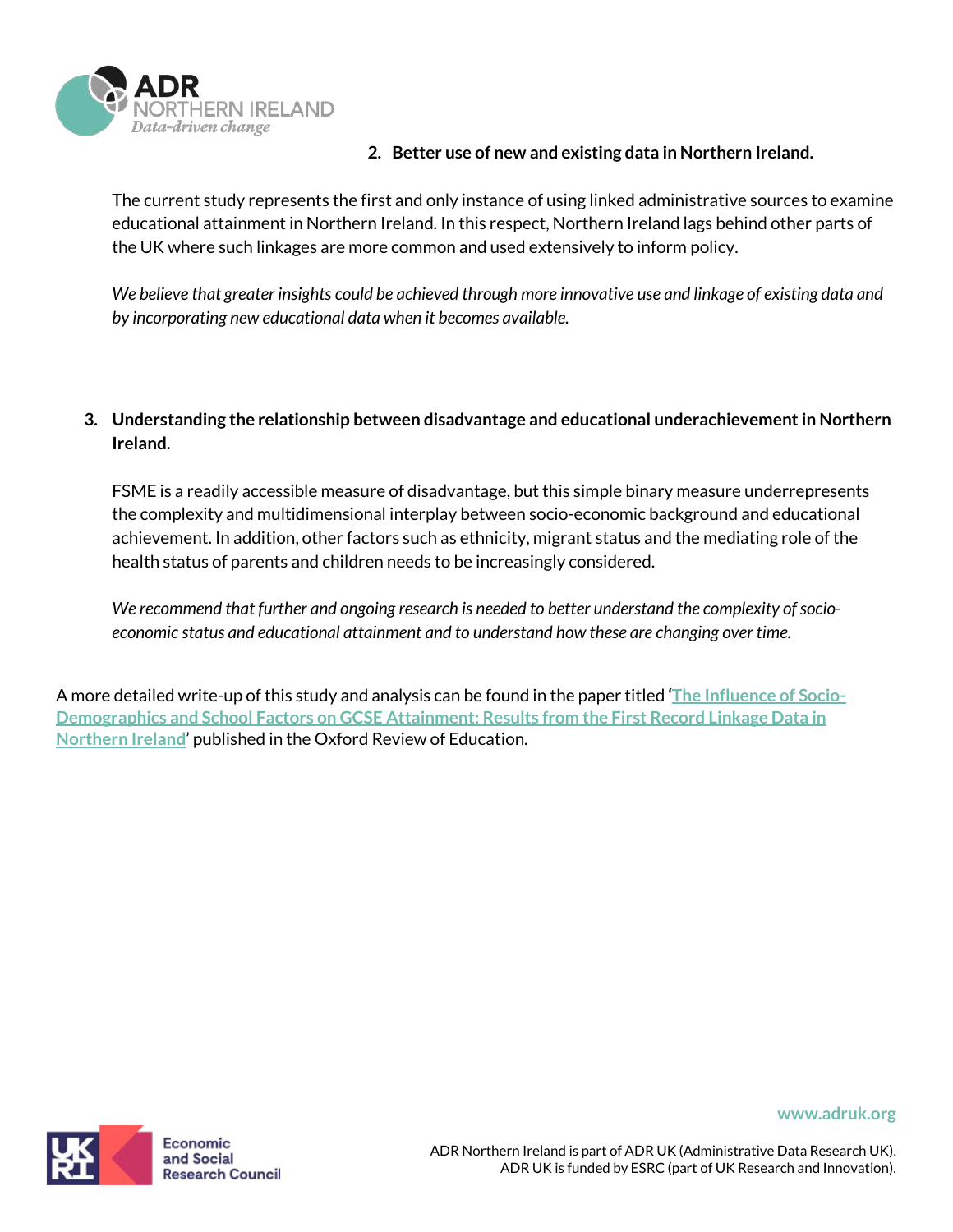2. **Better use of new and existing data in Northern Ireland.**

   The current study represents the first and only instance of using linked administrative sources to examine educational attainment in Northern Ireland. In this respect, Northern Ireland lags behind other parts of the UK where such linkages are more common and used extensively to inform policy.

   *We believe that greater insights could be achieved through more innovative use and linkage of existing data and by incorporating new educational data when it becomes available.*

3. **Understanding the relationship between disadvantage and educational underachievement in Northern Ireland.**

   FSME is a readily accessible measure of disadvantage, but this simple binary measure underrepresents the complexity and multidimensional interplay between socio-economic background and educational achievement. In addition, other factors such as ethnicity, migrant status and the mediating role of the health status of parents and children needs to be increasingly considered.

   *We recommend that further and ongoing research is needed to better understand the complexity of socio-economic status and educational attainment and to understand how these are changing over time.*

A more detailed write-up of this study and analysis can be found in the paper titled '[The Influence of Socio-Demographics and School Factors on GCSE Attainment: Results from the First Record Linkage Data in Northern Ireland]' published in the Oxford Review of Education.

www.adruk.org

ADR Northern Ireland is part of ADR UK (Administrative Data Research UK). ADR UK is funded by ESRC (part of UK Research and Innovation).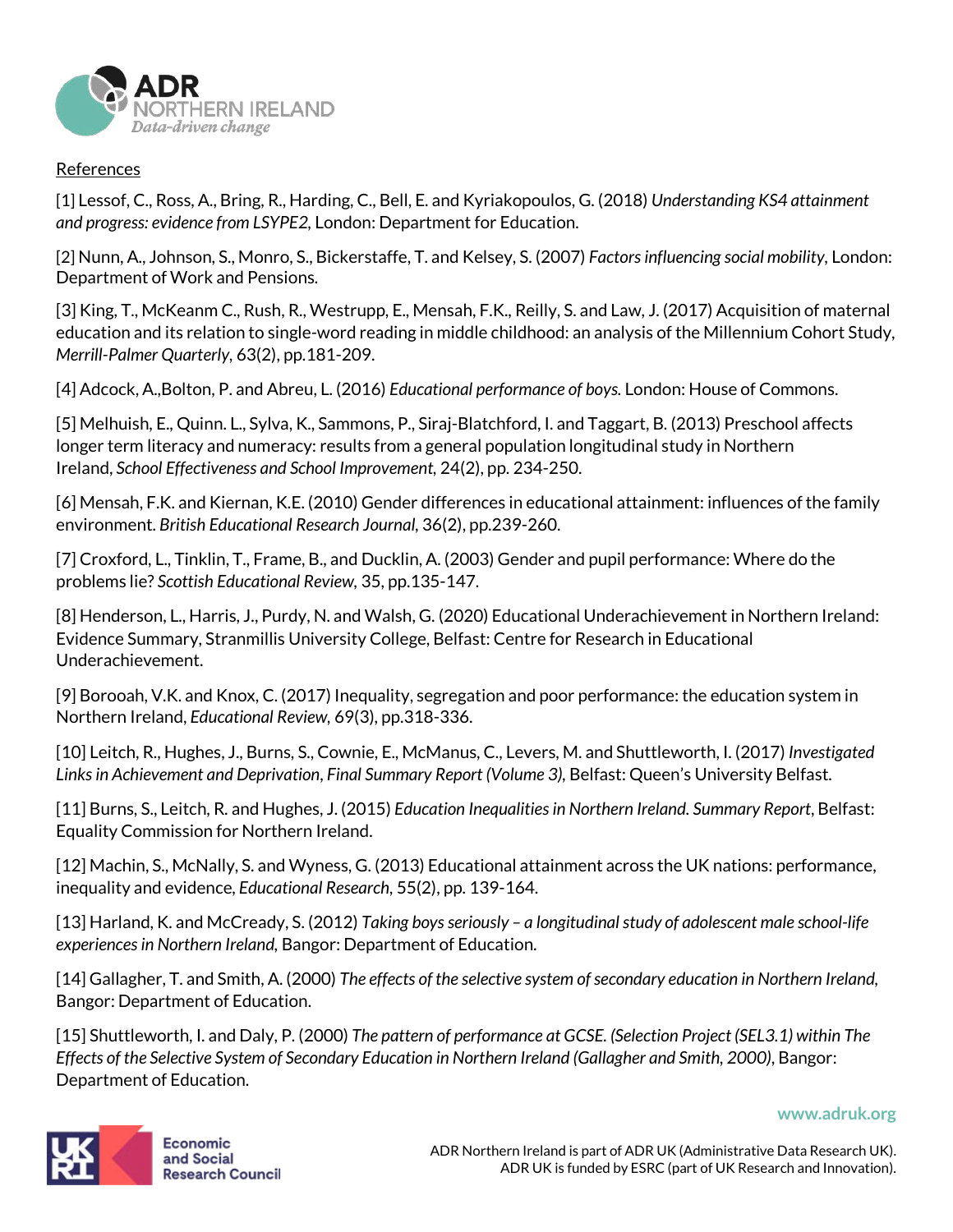References

[1] Lessof, C., Ross, A., Bring, R., Harding, C., Bell, E. and Kyriakopoulos, G. (2018) *Understanding KS4 attainment and progress: evidence from LSYPE2,* London: Department for Education.

[2] Nunn, A., Johnson, S., Monro, S., Bickerstaffe, T. and Kelsey, S. (2007) *Factors influencing social mobility*, London: Department of Work and Pensions.

[3] King, T., McKeanm C., Rush, R., Westrupp, E., Mensah, F.K., Reilly, S. and Law, J. (2017) Acquisition of maternal education and its relation to single-word reading in middle childhood: an analysis of the Millennium Cohort Study, *Merrill-Palmer Quarterly*, 63(2), pp.181-209.

[4] Adcock, A.,Bolton, P. and Abreu, L. (2016) *Educational performance of boys.* London: House of Commons.

[5] Melhuish, E., Quinn. L., Sylva, K., Sammons, P., Siraj-Blatchford, I. and Taggart, B. (2013) Preschool affects longer term literacy and numeracy: results from a general population longitudinal study in Northern Ireland, *School Effectiveness and School Improvement*, 24(2), pp. 234-250.

[6] Mensah, F.K. and Kiernan, K.E. (2010) Gender differences in educational attainment: influences of the family environment. *British Educational Research Journal*, 36(2), pp.239-260.

[7] Croxford, L., Tinklin, T., Frame, B., and Ducklin, A. (2003) Gender and pupil performance: Where do the problems lie? *Scottish Educational Review*, 35, pp.135-147.

[8] Henderson, L., Harris, J., Purdy, N. and Walsh, G. (2020) Educational Underachievement in Northern Ireland: Evidence Summary, Stranmillis University College, Belfast: Centre for Research in Educational Underachievement.

[9] Borooah, V.K. and Knox, C. (2017) Inequality, segregation and poor performance: the education system in Northern Ireland, *Educational Review*, 69(3), pp.318-336.

[10] Leitch, R., Hughes, J., Burns, S., Cownie, E., McManus, C., Levers, M. and Shuttleworth, I. (2017) *Investigated Links in Achievement and Deprivation*, *Final Summary Report (Volume 3)*, Belfast: Queen's University Belfast.

[11] Burns, S., Leitch, R. and Hughes, J. (2015) *Education Inequalities in Northern Ireland. Summary Report*, Belfast: Equality Commission for Northern Ireland.

[12] Machin, S., McNally, S. and Wyness, G. (2013) Educational attainment across the UK nations: performance, inequality and evidence, *Educational Research*, 55(2), pp. 139-164.

[13] Harland, K. and McCready, S. (2012) *Taking boys seriously – a longitudinal study of adolescent male school-life experiences in Northern Ireland,* Bangor: Department of Education.

[14] Gallagher, T. and Smith, A. (2000) *The effects of the selective system of secondary education in Northern Ireland*, Bangor: Department of Education.

[15] Shuttleworth, I. and Daly, P. (2000) *The pattern of performance at GCSE. (Selection Project (SEL3.1) within The Effects of the Selective System of Secondary Education in Northern Ireland (Gallagher and Smith, 2000)*, Bangor: Department of Education.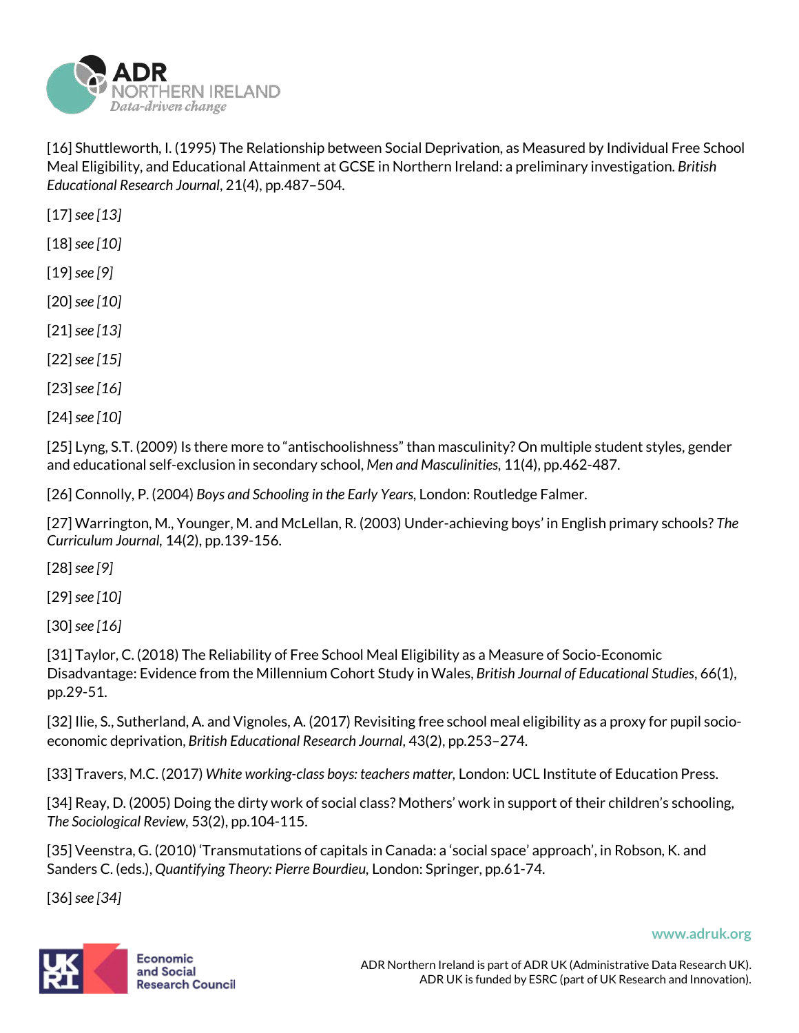[16] Shuttleworth, I. (1995) The Relationship between Social Deprivation, as Measured by Individual Free School Meal Eligibility, and Educational Attainment at GCSE in Northern Ireland: a preliminary investigation. *British Educational Research Journal*, 21(4), pp.487–504.

[17] *see [13]*

[18] *see [10]*

[19] *see [9]*

[20] *see [10]*

[21] *see [13]*

[22] *see [15]*

[23] *see [16]*

[24] *see [10]*

[25] Lyng, S.T. (2009) Is there more to "antischoolishness" than masculinity? On multiple student styles, gender and educational self-exclusion in secondary school, *Men and Masculinities,* 11(4), pp.462-487.

[26] Connolly, P. (2004) *Boys and Schooling in the Early Years,* London: Routledge Falmer.

[27] Warrington, M., Younger, M. and McLellan, R. (2003) Under-achieving boys' in English primary schools? *The Curriculum Journal,* 14(2), pp.139-156.

[28] *see [9]*

[29] *see [10]*

[30] *see [16]*

[31] Taylor, C. (2018) The Reliability of Free School Meal Eligibility as a Measure of Socio-Economic Disadvantage: Evidence from the Millennium Cohort Study in Wales, *British Journal of Educational Studies*, 66(1), pp.29-51.

[32] Ilie, S., Sutherland, A. and Vignoles, A. (2017) Revisiting free school meal eligibility as a proxy for pupil socio-economic deprivation, *British Educational Research Journal*, 43(2), pp.253–274.

[33] Travers, M.C. (2017) *White working-class boys: teachers matter,* London: UCL Institute of Education Press.

[34] Reay, D. (2005) Doing the dirty work of social class? Mothers' work in support of their children's schooling, *The Sociological Review*, 53(2), pp.104-115.

[35] Veenstra, G. (2010) 'Transmutations of capitals in Canada: a 'social space' approach', in Robson, K. and Sanders C. (eds.), *Quantifying Theory: Pierre Bourdieu,* London: Springer, pp.61-74.

[36] *see [34]*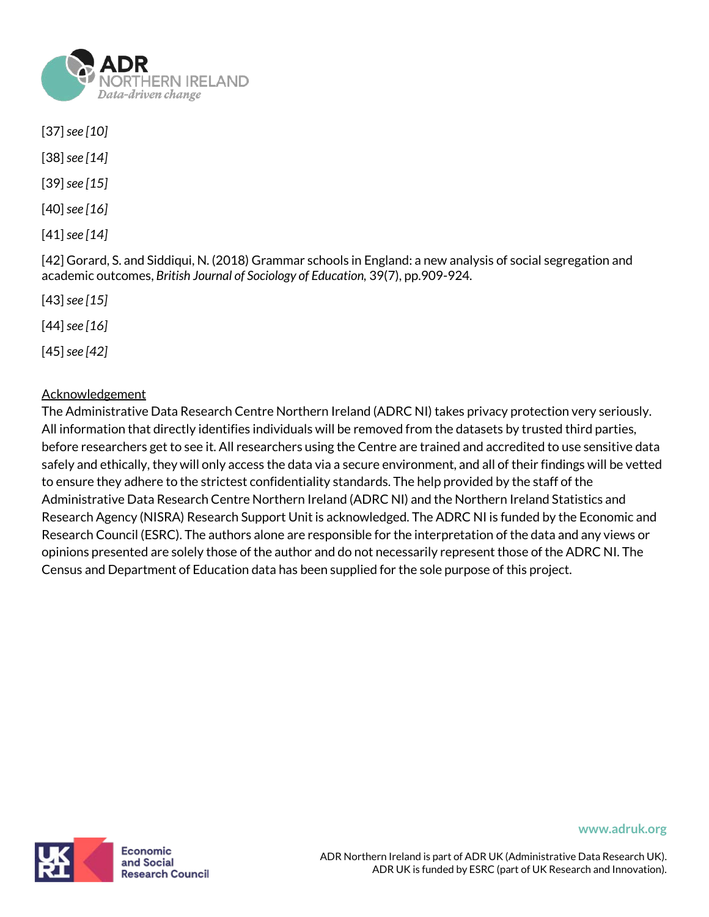[37] *see [10]*

[38] *see [14]*

[39] *see [15]*

[40] *see [16]*

[41] *see [14]*

[42] Gorard, S. and Siddiqui, N. (2018) Grammar schools in England: a new analysis of social segregation and academic outcomes, *British Journal of Sociology of Education*, 39(7), pp.909-924.

[43] *see [15]*

[44] *see [16]*

[45] *see [42]*

<u>Acknowledgement</u>

The Administrative Data Research Centre Northern Ireland (ADRC NI) takes privacy protection very seriously. All information that directly identifies individuals will be removed from the datasets by trusted third parties, before researchers get to see it. All researchers using the Centre are trained and accredited to use sensitive data safely and ethically, they will only access the data via a secure environment, and all of their findings will be vetted to ensure they adhere to the strictest confidentiality standards. The help provided by the staff of the Administrative Data Research Centre Northern Ireland (ADRC NI) and the Northern Ireland Statistics and Research Agency (NISRA) Research Support Unit is acknowledged. The ADRC NI is funded by the Economic and Research Council (ESRC). The authors alone are responsible for the interpretation of the data and any views or opinions presented are solely those of the author and do not necessarily represent those of the ADRC NI. The Census and Department of Education data has been supplied for the sole purpose of this project.